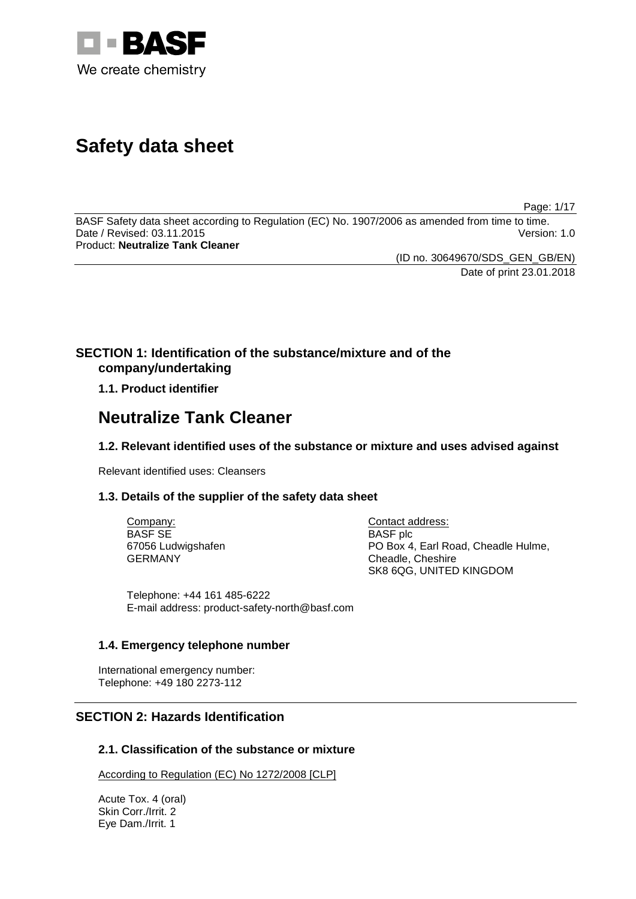BASF

We create chemistry

# Safety data sheet

BASF Safety data sheet according to Regulation (EC) No. 1907/2006 as amended from time to time.
Date / Revised: 03.11.2015 Version: 1.0
Product: **Neutralize Tank Cleaner**

(ID no. 30649670/SDS_GEN_GB/EN)
Date of print 23.01.2018

## SECTION 1: Identification of the substance/mixture and of the company/undertaking

### 1.1. Product identifier

# Neutralize Tank Cleaner

### 1.2. Relevant identified uses of the substance or mixture and uses advised against

Relevant identified uses: Cleansers

### 1.3. Details of the supplier of the safety data sheet

Company:
BASF SE
67056 Ludwigshafen
GERMANY

Contact address:
BASF plc
PO Box 4, Earl Road, Cheadle Hulme,
Cheadle, Cheshire
SK8 6QG, UNITED KINGDOM

Telephone: +44 161 485-6222
E-mail address: product-safety-north@basf.com

### 1.4. Emergency telephone number

International emergency number:
Telephone: +49 180 2273-112

## SECTION 2: Hazards Identification

### 2.1. Classification of the substance or mixture

According to Regulation (EC) No 1272/2008 [CLP]

Acute Tox. 4 (oral)
Skin Corr./Irrit. 2
Eye Dam./Irrit. 1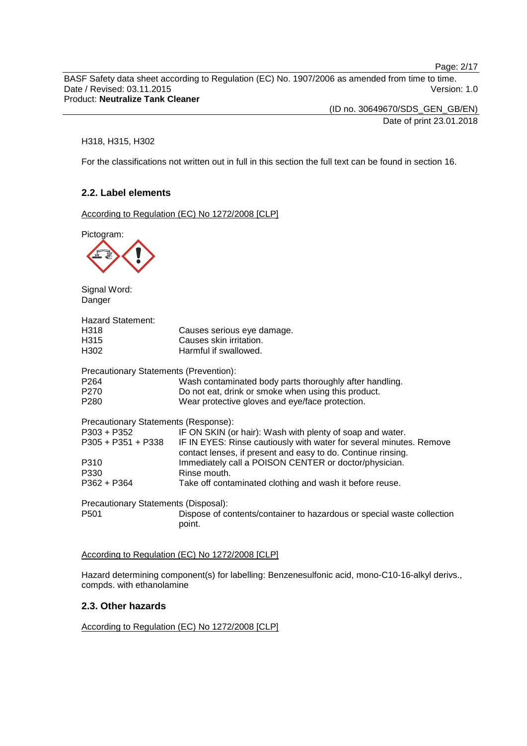H318, H315, H302

For the classifications not written out in full in this section the full text can be found in section 16.

## 2.2. Label elements

According to Regulation (EC) No 1272/2008 [CLP]

Pictogram:

Signal Word:
Danger

Hazard Statement:

| | |
|---|---|
| H318 | Causes serious eye damage. |
| H315 | Causes skin irritation. |
| H302 | Harmful if swallowed. |

Precautionary Statements (Prevention):

| | |
|---|---|
| P264 | Wash contaminated body parts thoroughly after handling. |
| P270 | Do not eat, drink or smoke when using this product. |
| P280 | Wear protective gloves and eye/face protection. |

Precautionary Statements (Response):

| | |
|---|---|
| P303 + P352 | IF ON SKIN (or hair): Wash with plenty of soap and water. |
| P305 + P351 + P338 | IF IN EYES: Rinse cautiously with water for several minutes. Remove contact lenses, if present and easy to do. Continue rinsing. |
| P310 | Immediately call a POISON CENTER or doctor/physician. |
| P330 | Rinse mouth. |
| P362 + P364 | Take off contaminated clothing and wash it before reuse. |

Precautionary Statements (Disposal):

| | |
|---|---|
| P501 | Dispose of contents/container to hazardous or special waste collection point. |

According to Regulation (EC) No 1272/2008 [CLP]

Hazard determining component(s) for labelling: Benzenesulfonic acid, mono-C10-16-alkyl derivs., compds. with ethanolamine

## 2.3. Other hazards

According to Regulation (EC) No 1272/2008 [CLP]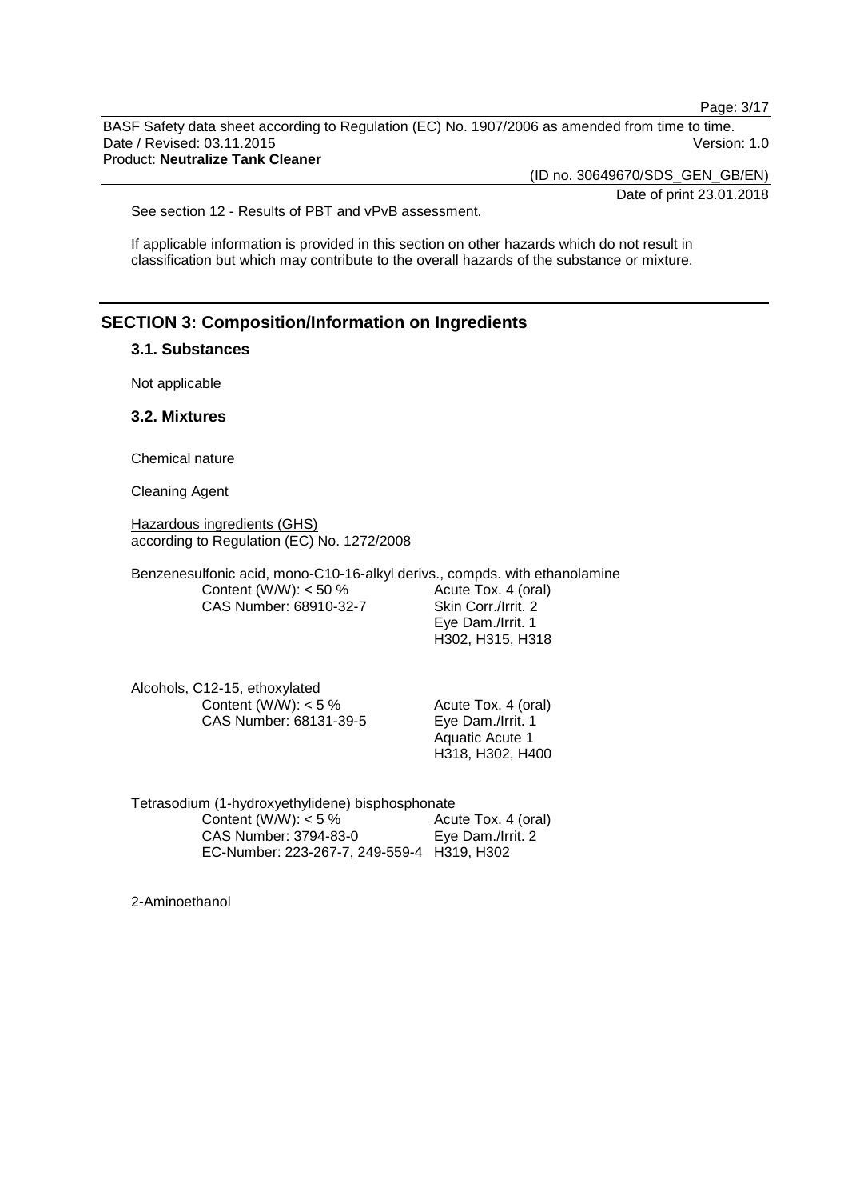See section 12 - Results of PBT and vPvB assessment.

If applicable information is provided in this section on other hazards which do not result in classification but which may contribute to the overall hazards of the substance or mixture.

## SECTION 3: Composition/Information on Ingredients

### 3.1. Substances

Not applicable

### 3.2. Mixtures

Chemical nature

Cleaning Agent

Hazardous ingredients (GHS)
according to Regulation (EC) No. 1272/2008

Benzenesulfonic acid, mono-C10-16-alkyl derivs., compds. with ethanolamine

| | |
|---|---|
| Content (W/W): < 50 % | Acute Tox. 4 (oral) |
| CAS Number: 68910-32-7 | Skin Corr./Irrit. 2 |
| | Eye Dam./Irrit. 1 |
| | H302, H315, H318 |

Alcohols, C12-15, ethoxylated

| | |
|---|---|
| Content (W/W): < 5 % | Acute Tox. 4 (oral) |
| CAS Number: 68131-39-5 | Eye Dam./Irrit. 1 |
| | Aquatic Acute 1 |
| | H318, H302, H400 |

Tetrasodium (1-hydroxyethylidene) bisphosphonate

| | |
|---|---|
| Content (W/W): < 5 % | Acute Tox. 4 (oral) |
| CAS Number: 3794-83-0 | Eye Dam./Irrit. 2 |
| EC-Number: 223-267-7, 249-559-4 | H319, H302 |

2-Aminoethanol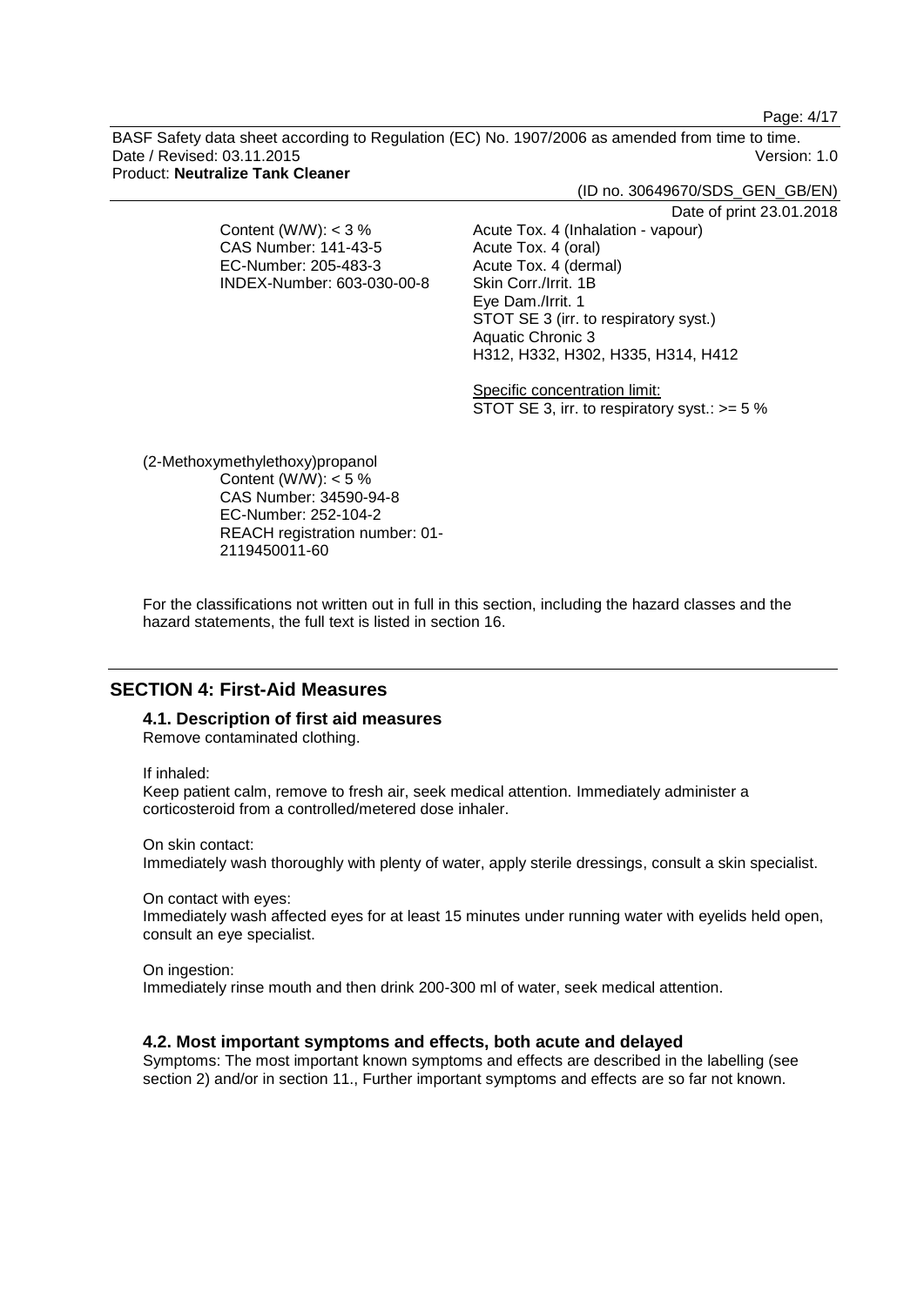Content (W/W): < 3 %
CAS Number: 141-43-5
EC-Number: 205-483-3
INDEX-Number: 603-030-00-8

Acute Tox. 4 (Inhalation - vapour)
Acute Tox. 4 (oral)
Acute Tox. 4 (dermal)
Skin Corr./Irrit. 1B
Eye Dam./Irrit. 1
STOT SE 3 (irr. to respiratory syst.)
Aquatic Chronic 3
H312, H332, H302, H335, H314, H412

Specific concentration limit:
STOT SE 3, irr. to respiratory syst.: >= 5 %

(2-Methoxymethylethoxy)propanol
Content (W/W): < 5 %
CAS Number: 34590-94-8
EC-Number: 252-104-2
REACH registration number: 01-2119450011-60

For the classifications not written out in full in this section, including the hazard classes and the hazard statements, the full text is listed in section 16.

## SECTION 4: First-Aid Measures

### 4.1. Description of first aid measures

Remove contaminated clothing.

If inhaled:
Keep patient calm, remove to fresh air, seek medical attention. Immediately administer a corticosteroid from a controlled/metered dose inhaler.

On skin contact:
Immediately wash thoroughly with plenty of water, apply sterile dressings, consult a skin specialist.

On contact with eyes:
Immediately wash affected eyes for at least 15 minutes under running water with eyelids held open, consult an eye specialist.

On ingestion:
Immediately rinse mouth and then drink 200-300 ml of water, seek medical attention.

### 4.2. Most important symptoms and effects, both acute and delayed

Symptoms: The most important known symptoms and effects are described in the labelling (see section 2) and/or in section 11., Further important symptoms and effects are so far not known.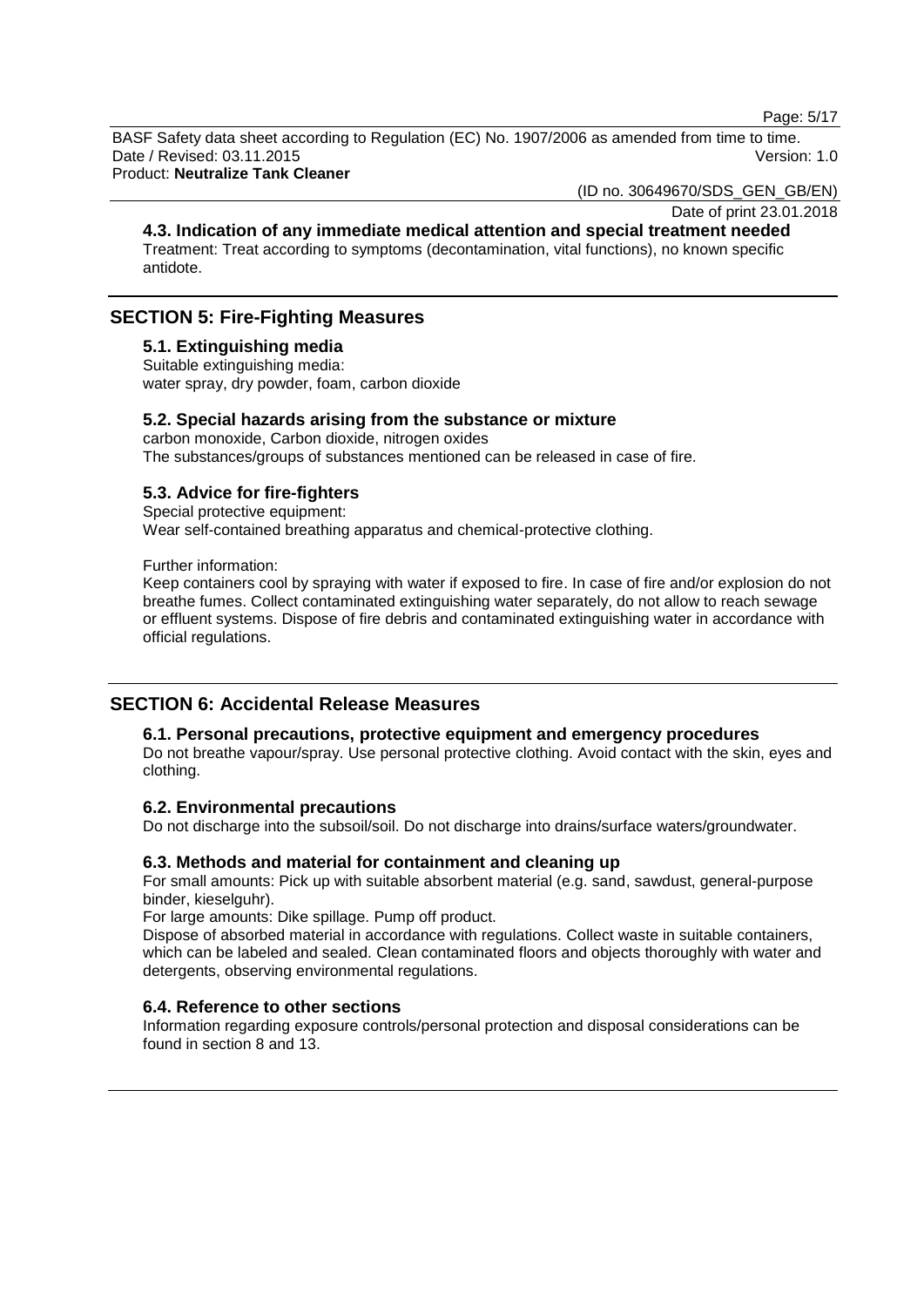### 4.3. Indication of any immediate medical attention and special treatment needed

Treatment: Treat according to symptoms (decontamination, vital functions), no known specific antidote.

## SECTION 5: Fire-Fighting Measures

### 5.1. Extinguishing media

Suitable extinguishing media:
water spray, dry powder, foam, carbon dioxide

### 5.2. Special hazards arising from the substance or mixture

carbon monoxide, Carbon dioxide, nitrogen oxides
The substances/groups of substances mentioned can be released in case of fire.

### 5.3. Advice for fire-fighters

Special protective equipment:
Wear self-contained breathing apparatus and chemical-protective clothing.

Further information:
Keep containers cool by spraying with water if exposed to fire. In case of fire and/or explosion do not breathe fumes. Collect contaminated extinguishing water separately, do not allow to reach sewage or effluent systems. Dispose of fire debris and contaminated extinguishing water in accordance with official regulations.

## SECTION 6: Accidental Release Measures

### 6.1. Personal precautions, protective equipment and emergency procedures

Do not breathe vapour/spray. Use personal protective clothing. Avoid contact with the skin, eyes and clothing.

### 6.2. Environmental precautions

Do not discharge into the subsoil/soil. Do not discharge into drains/surface waters/groundwater.

### 6.3. Methods and material for containment and cleaning up

For small amounts: Pick up with suitable absorbent material (e.g. sand, sawdust, general-purpose binder, kieselguhr).
For large amounts: Dike spillage. Pump off product.
Dispose of absorbed material in accordance with regulations. Collect waste in suitable containers, which can be labeled and sealed. Clean contaminated floors and objects thoroughly with water and detergents, observing environmental regulations.

### 6.4. Reference to other sections

Information regarding exposure controls/personal protection and disposal considerations can be found in section 8 and 13.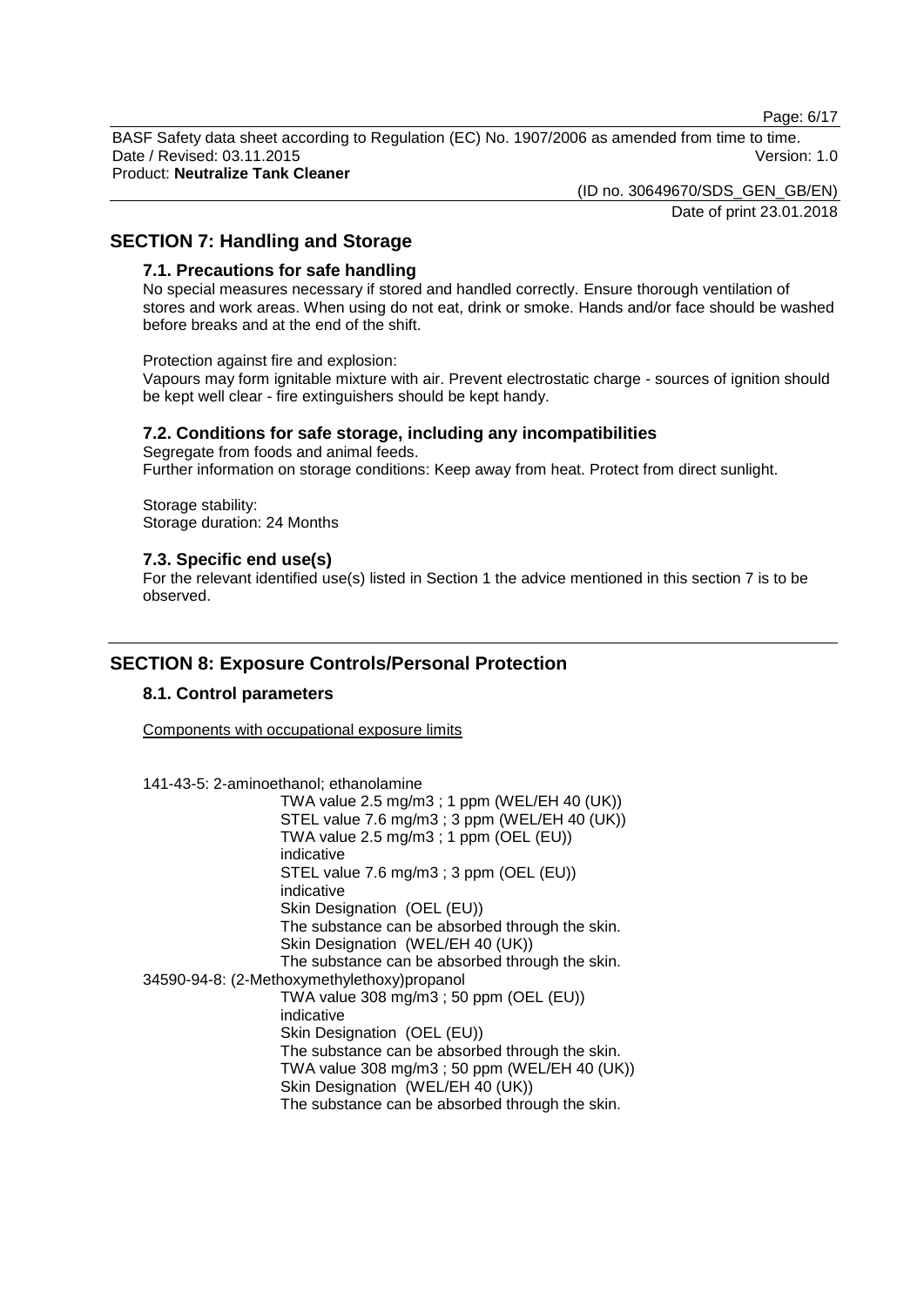## SECTION 7: Handling and Storage

### 7.1. Precautions for safe handling

No special measures necessary if stored and handled correctly. Ensure thorough ventilation of stores and work areas. When using do not eat, drink or smoke. Hands and/or face should be washed before breaks and at the end of the shift.

Protection against fire and explosion:
Vapours may form ignitable mixture with air. Prevent electrostatic charge - sources of ignition should be kept well clear - fire extinguishers should be kept handy.

### 7.2. Conditions for safe storage, including any incompatibilities

Segregate from foods and animal feeds.
Further information on storage conditions: Keep away from heat. Protect from direct sunlight.

Storage stability:
Storage duration: 24 Months

### 7.3. Specific end use(s)

For the relevant identified use(s) listed in Section 1 the advice mentioned in this section 7 is to be observed.

## SECTION 8: Exposure Controls/Personal Protection

### 8.1. Control parameters

Components with occupational exposure limits

141-43-5: 2-aminoethanol; ethanolamine
- TWA value 2.5 mg/m3 ; 1 ppm (WEL/EH 40 (UK))
- STEL value 7.6 mg/m3 ; 3 ppm (WEL/EH 40 (UK))
- TWA value 2.5 mg/m3 ; 1 ppm (OEL (EU)) indicative
- STEL value 7.6 mg/m3 ; 3 ppm (OEL (EU)) indicative
- Skin Designation (OEL (EU)) The substance can be absorbed through the skin.
- Skin Designation (WEL/EH 40 (UK)) The substance can be absorbed through the skin.

34590-94-8: (2-Methoxymethylethoxy)propanol
- TWA value 308 mg/m3 ; 50 ppm (OEL (EU)) indicative
- Skin Designation (OEL (EU)) The substance can be absorbed through the skin.
- TWA value 308 mg/m3 ; 50 ppm (WEL/EH 40 (UK))
- Skin Designation (WEL/EH 40 (UK)) The substance can be absorbed through the skin.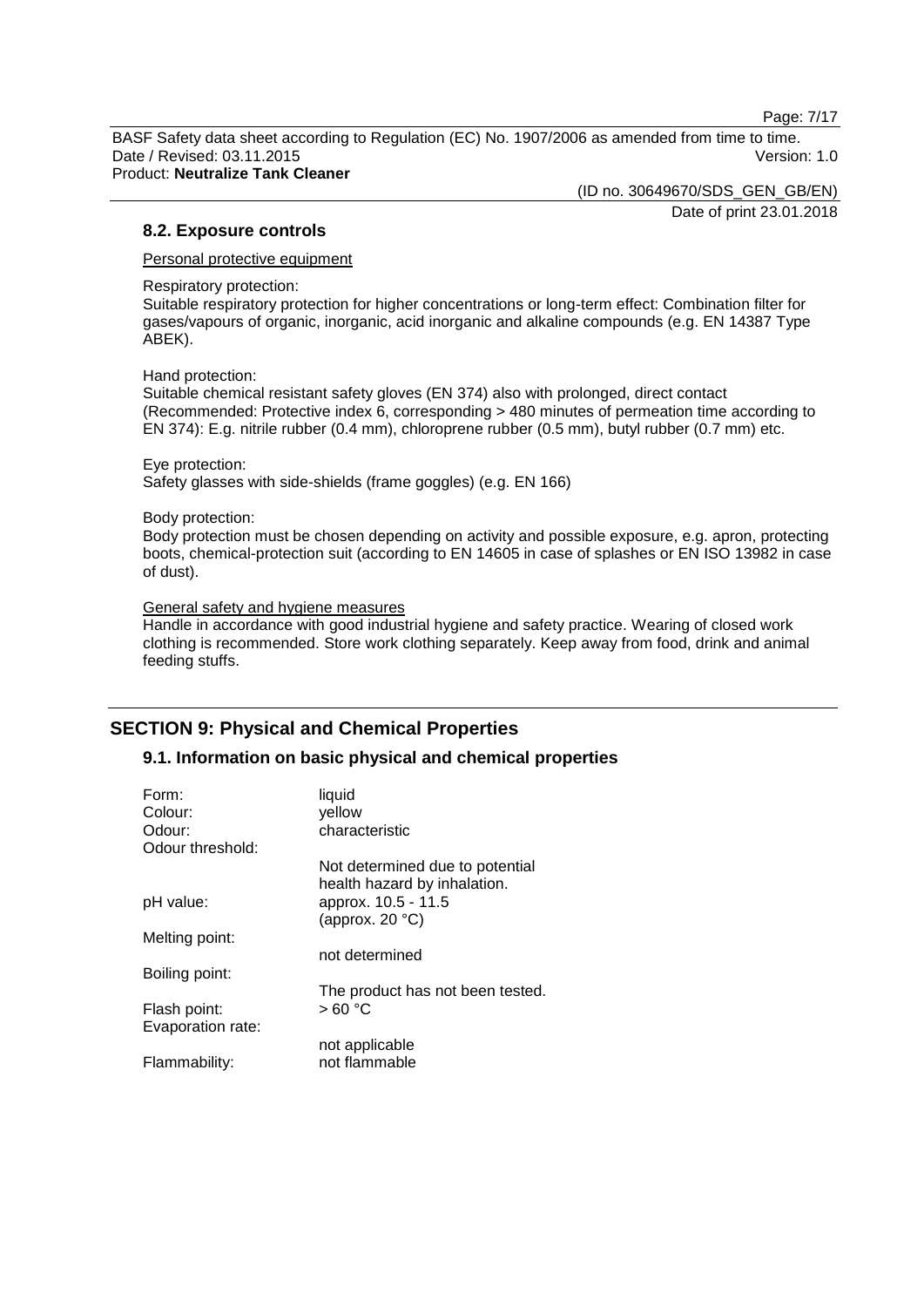### 8.2. Exposure controls

Personal protective equipment

Respiratory protection:
Suitable respiratory protection for higher concentrations or long-term effect: Combination filter for gases/vapours of organic, inorganic, acid inorganic and alkaline compounds (e.g. EN 14387 Type ABEK).

Hand protection:
Suitable chemical resistant safety gloves (EN 374) also with prolonged, direct contact (Recommended: Protective index 6, corresponding > 480 minutes of permeation time according to EN 374): E.g. nitrile rubber (0.4 mm), chloroprene rubber (0.5 mm), butyl rubber (0.7 mm) etc.

Eye protection:
Safety glasses with side-shields (frame goggles) (e.g. EN 166)

Body protection:
Body protection must be chosen depending on activity and possible exposure, e.g. apron, protecting boots, chemical-protection suit (according to EN 14605 in case of splashes or EN ISO 13982 in case of dust).

General safety and hygiene measures

Handle in accordance with good industrial hygiene and safety practice. Wearing of closed work clothing is recommended. Store work clothing separately. Keep away from food, drink and animal feeding stuffs.

## SECTION 9: Physical and Chemical Properties

### 9.1. Information on basic physical and chemical properties

| | |
|---|---|
| Form: | liquid |
| Colour: | yellow |
| Odour: | characteristic |
| Odour threshold: | Not determined due to potential health hazard by inhalation. |
| pH value: | approx. 10.5 - 11.5 (approx. 20 °C) |
| Melting point: | not determined |
| Boiling point: | The product has not been tested. |
| Flash point: | > 60 °C |
| Evaporation rate: | not applicable |
| Flammability: | not flammable |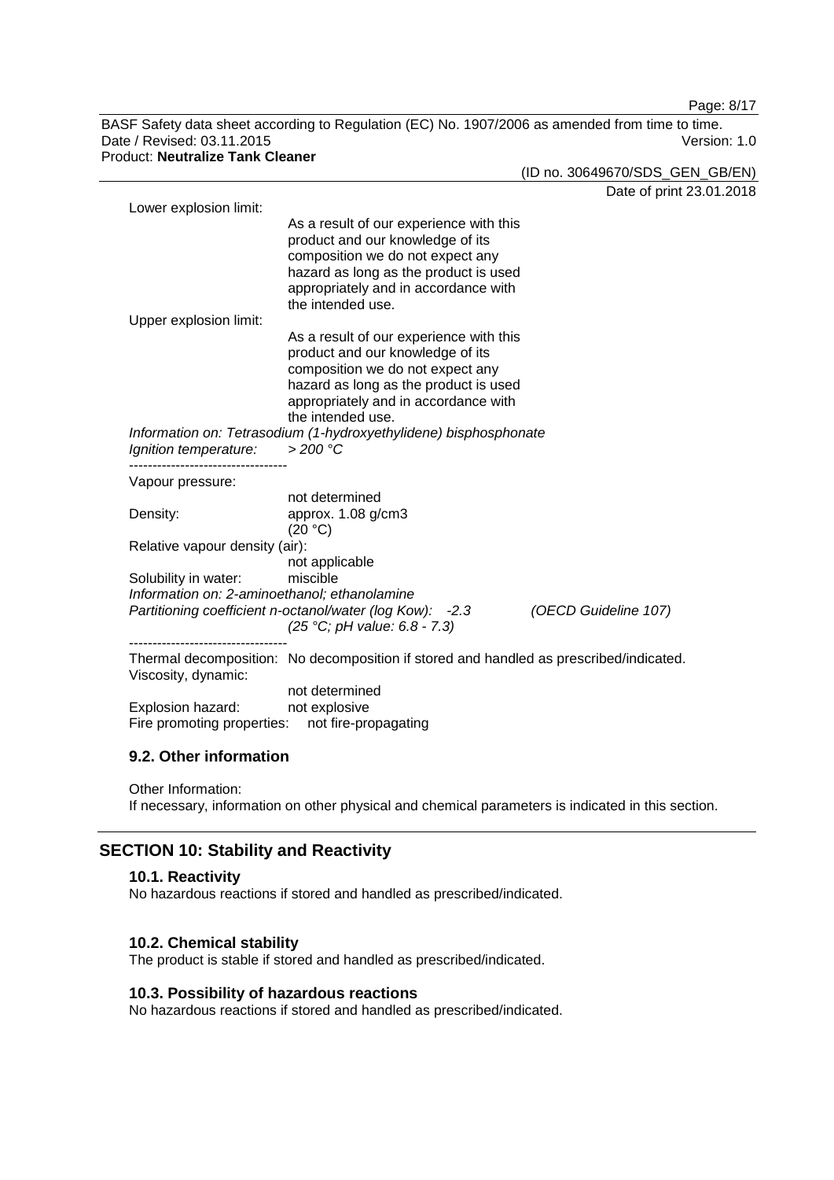Lower explosion limit:

As a result of our experience with this product and our knowledge of its composition we do not expect any hazard as long as the product is used appropriately and in accordance with the intended use.

Upper explosion limit:

As a result of our experience with this product and our knowledge of its composition we do not expect any hazard as long as the product is used appropriately and in accordance with the intended use.

*Information on: Tetrasodium (1-hydroxyethylidene) bisphosphonate*

*Ignition temperature: > 200 °C*

----------------------------------

Vapour pressure:

not determined

Density: approx. 1.08 g/cm3 (20 °C)

Relative vapour density (air):

not applicable

Solubility in water: miscible

*Information on: 2-aminoethanol; ethanolamine*

*Partitioning coefficient n-octanol/water (log Kow): -2.3 (OECD Guideline 107)*
*(25 °C; pH value: 6.8 - 7.3)*

----------------------------------

Thermal decomposition: No decomposition if stored and handled as prescribed/indicated.

Viscosity, dynamic:

not determined

Explosion hazard: not explosive

Fire promoting properties: not fire-propagating

### 9.2. Other information

Other Information:
If necessary, information on other physical and chemical parameters is indicated in this section.

## SECTION 10: Stability and Reactivity

### 10.1. Reactivity

No hazardous reactions if stored and handled as prescribed/indicated.

### 10.2. Chemical stability

The product is stable if stored and handled as prescribed/indicated.

### 10.3. Possibility of hazardous reactions

No hazardous reactions if stored and handled as prescribed/indicated.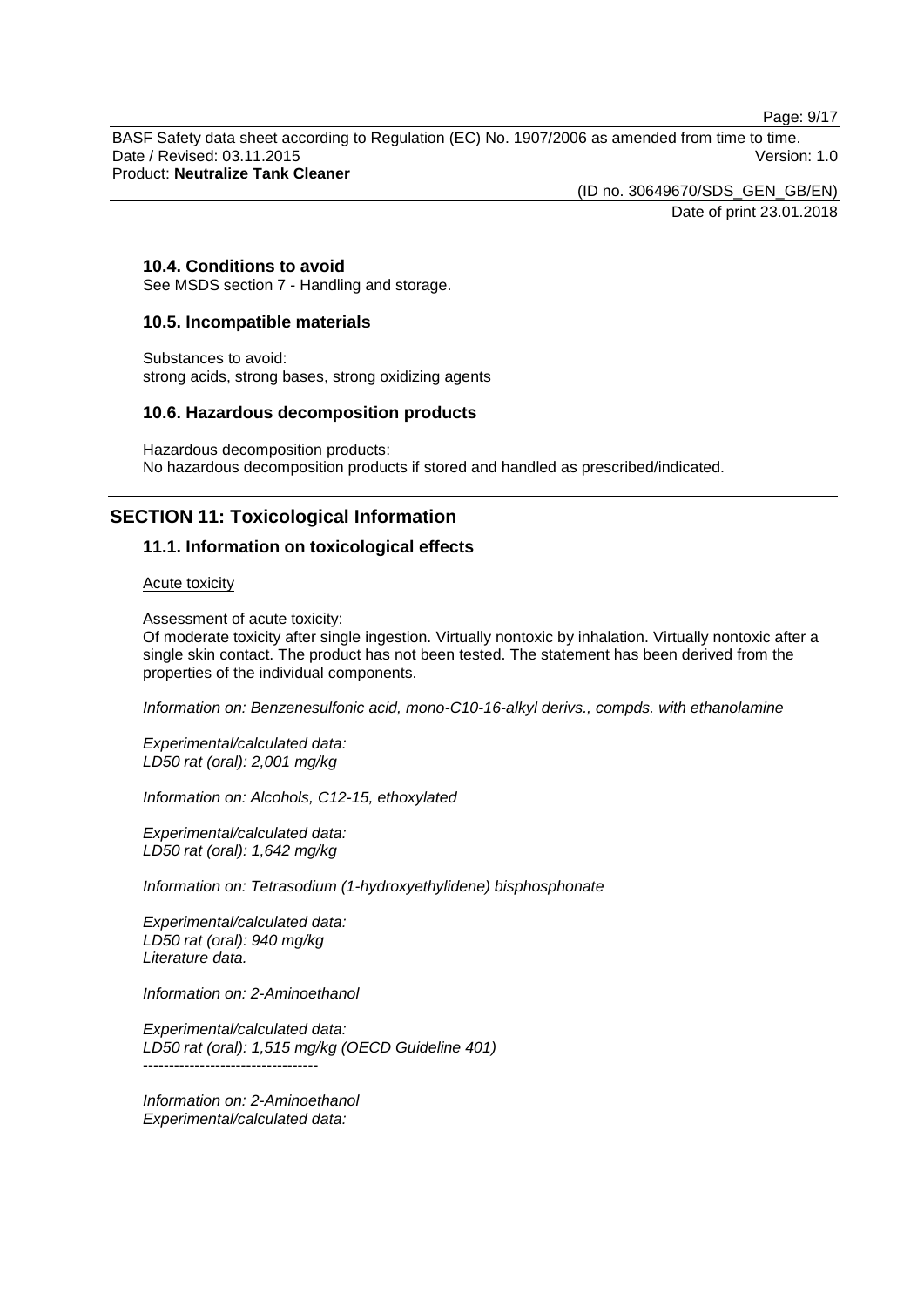### 10.4. Conditions to avoid

See MSDS section 7 - Handling and storage.

### 10.5. Incompatible materials

Substances to avoid:
strong acids, strong bases, strong oxidizing agents

### 10.6. Hazardous decomposition products

Hazardous decomposition products:
No hazardous decomposition products if stored and handled as prescribed/indicated.

## SECTION 11: Toxicological Information

### 11.1. Information on toxicological effects

Acute toxicity

Assessment of acute toxicity:
Of moderate toxicity after single ingestion. Virtually nontoxic by inhalation. Virtually nontoxic after a single skin contact. The product has not been tested. The statement has been derived from the properties of the individual components.

*Information on: Benzenesulfonic acid, mono-C10-16-alkyl derivs., compds. with ethanolamine*

*Experimental/calculated data:*
*LD50 rat (oral): 2,001 mg/kg*

*Information on: Alcohols, C12-15, ethoxylated*

*Experimental/calculated data:*
*LD50 rat (oral): 1,642 mg/kg*

*Information on: Tetrasodium (1-hydroxyethylidene) bisphosphonate*

*Experimental/calculated data:*
*LD50 rat (oral): 940 mg/kg*
*Literature data.*

*Information on: 2-Aminoethanol*

*Experimental/calculated data:*
*LD50 rat (oral): 1,515 mg/kg (OECD Guideline 401)*
----------------------------------

*Information on: 2-Aminoethanol*
*Experimental/calculated data:*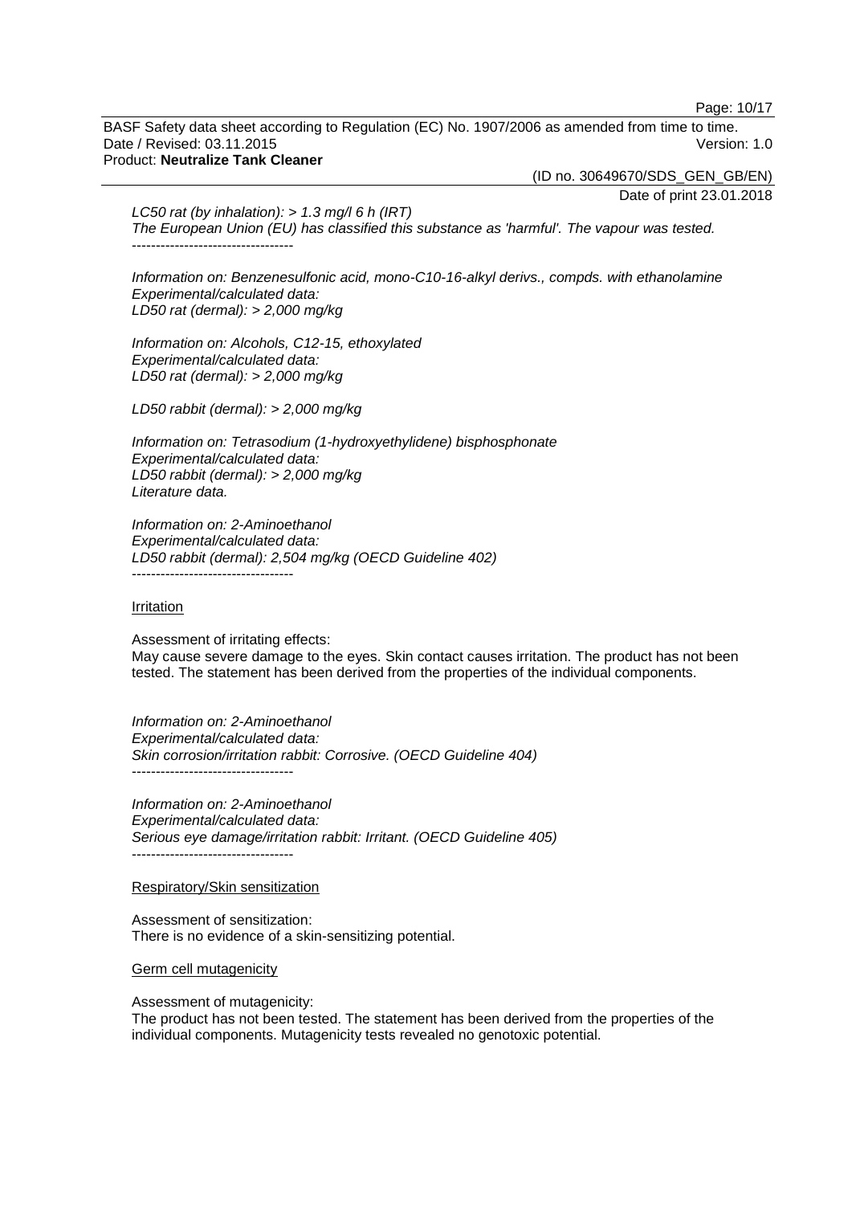*LC50 rat (by inhalation): > 1.3 mg/l 6 h (IRT)*
*The European Union (EU) has classified this substance as 'harmful'. The vapour was tested.*
----------------------------------

*Information on: Benzenesulfonic acid, mono-C10-16-alkyl derivs., compds. with ethanolamine*
*Experimental/calculated data:*
*LD50 rat (dermal): > 2,000 mg/kg*

*Information on: Alcohols, C12-15, ethoxylated*
*Experimental/calculated data:*
*LD50 rat (dermal): > 2,000 mg/kg*

*LD50 rabbit (dermal): > 2,000 mg/kg*

*Information on: Tetrasodium (1-hydroxyethylidene) bisphosphonate*
*Experimental/calculated data:*
*LD50 rabbit (dermal): > 2,000 mg/kg*
*Literature data.*

*Information on: 2-Aminoethanol*
*Experimental/calculated data:*
*LD50 rabbit (dermal): 2,504 mg/kg (OECD Guideline 402)*
----------------------------------

Irritation

Assessment of irritating effects:
May cause severe damage to the eyes. Skin contact causes irritation. The product has not been tested. The statement has been derived from the properties of the individual components.

*Information on: 2-Aminoethanol*
*Experimental/calculated data:*
*Skin corrosion/irritation rabbit: Corrosive. (OECD Guideline 404)*
----------------------------------

*Information on: 2-Aminoethanol*
*Experimental/calculated data:*
*Serious eye damage/irritation rabbit: Irritant. (OECD Guideline 405)*
----------------------------------

Respiratory/Skin sensitization

Assessment of sensitization:
There is no evidence of a skin-sensitizing potential.

Germ cell mutagenicity

Assessment of mutagenicity:
The product has not been tested. The statement has been derived from the properties of the individual components. Mutagenicity tests revealed no genotoxic potential.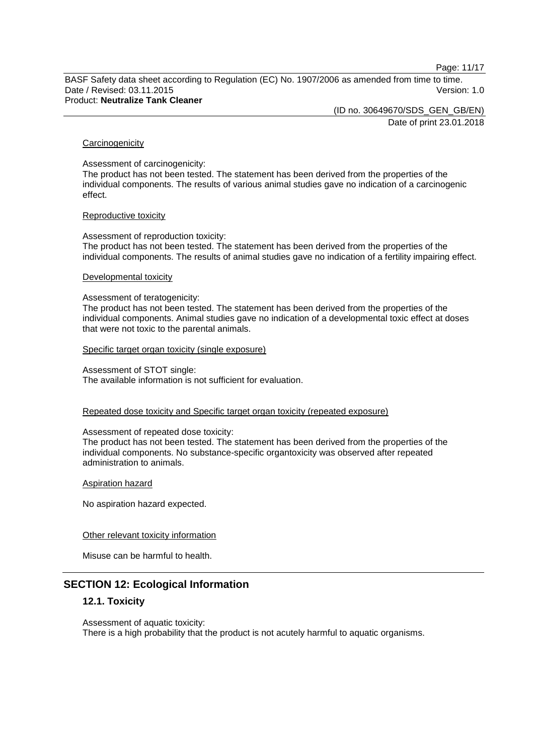Carcinogenicity

Assessment of carcinogenicity:
The product has not been tested. The statement has been derived from the properties of the individual components. The results of various animal studies gave no indication of a carcinogenic effect.

Reproductive toxicity

Assessment of reproduction toxicity:
The product has not been tested. The statement has been derived from the properties of the individual components. The results of animal studies gave no indication of a fertility impairing effect.

Developmental toxicity

Assessment of teratogenicity:
The product has not been tested. The statement has been derived from the properties of the individual components. Animal studies gave no indication of a developmental toxic effect at doses that were not toxic to the parental animals.

Specific target organ toxicity (single exposure)

Assessment of STOT single:
The available information is not sufficient for evaluation.

Repeated dose toxicity and Specific target organ toxicity (repeated exposure)

Assessment of repeated dose toxicity:
The product has not been tested. The statement has been derived from the properties of the individual components. No substance-specific organtoxicity was observed after repeated administration to animals.

Aspiration hazard

No aspiration hazard expected.

Other relevant toxicity information

Misuse can be harmful to health.

## SECTION 12: Ecological Information

### 12.1. Toxicity

Assessment of aquatic toxicity:
There is a high probability that the product is not acutely harmful to aquatic organisms.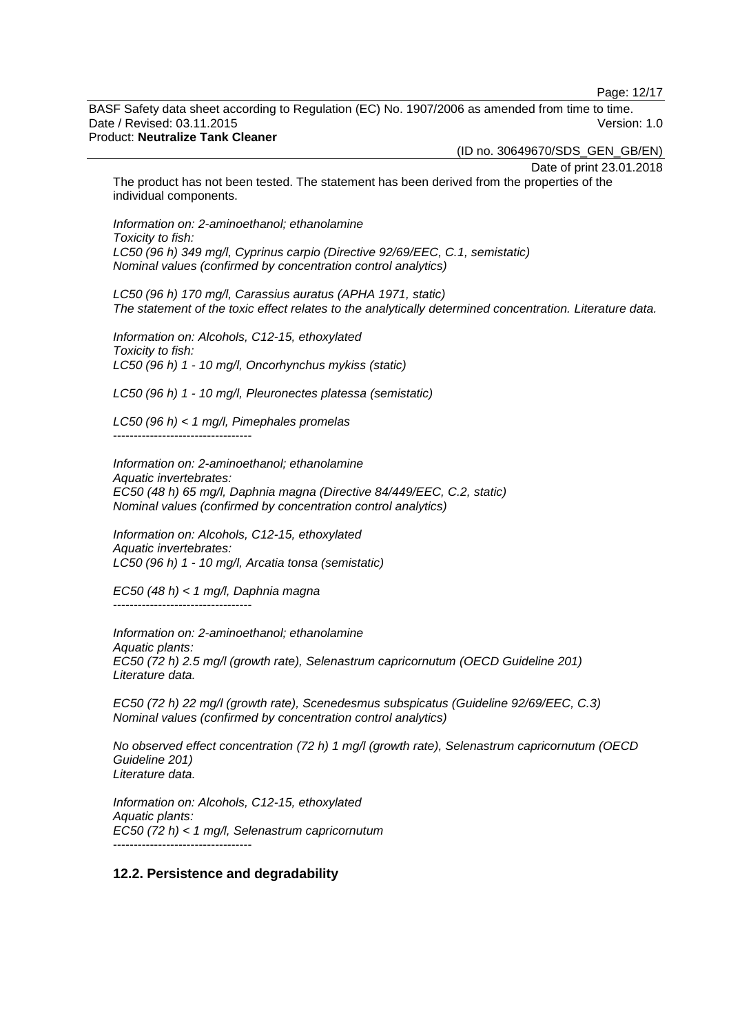The product has not been tested. The statement has been derived from the properties of the individual components.

*Information on: 2-aminoethanol; ethanolamine*
*Toxicity to fish:*
*LC50 (96 h) 349 mg/l, Cyprinus carpio (Directive 92/69/EEC, C.1, semistatic)*
*Nominal values (confirmed by concentration control analytics)*

*LC50 (96 h) 170 mg/l, Carassius auratus (APHA 1971, static)*
*The statement of the toxic effect relates to the analytically determined concentration. Literature data.*

*Information on: Alcohols, C12-15, ethoxylated*
*Toxicity to fish:*
*LC50 (96 h) 1 - 10 mg/l, Oncorhynchus mykiss (static)*

*LC50 (96 h) 1 - 10 mg/l, Pleuronectes platessa (semistatic)*

*LC50 (96 h) < 1 mg/l, Pimephales promelas*
----------------------------------

*Information on: 2-aminoethanol; ethanolamine*
*Aquatic invertebrates:*
*EC50 (48 h) 65 mg/l, Daphnia magna (Directive 84/449/EEC, C.2, static)*
*Nominal values (confirmed by concentration control analytics)*

*Information on: Alcohols, C12-15, ethoxylated*
*Aquatic invertebrates:*
*LC50 (96 h) 1 - 10 mg/l, Arcatia tonsa (semistatic)*

*EC50 (48 h) < 1 mg/l, Daphnia magna*
----------------------------------

*Information on: 2-aminoethanol; ethanolamine*
*Aquatic plants:*
*EC50 (72 h) 2.5 mg/l (growth rate), Selenastrum capricornutum (OECD Guideline 201)*
*Literature data.*

*EC50 (72 h) 22 mg/l (growth rate), Scenedesmus subspicatus (Guideline 92/69/EEC, C.3)*
*Nominal values (confirmed by concentration control analytics)*

*No observed effect concentration (72 h) 1 mg/l (growth rate), Selenastrum capricornutum (OECD Guideline 201)*
*Literature data.*

*Information on: Alcohols, C12-15, ethoxylated*
*Aquatic plants:*
*EC50 (72 h) < 1 mg/l, Selenastrum capricornutum*
----------------------------------

### 12.2. Persistence and degradability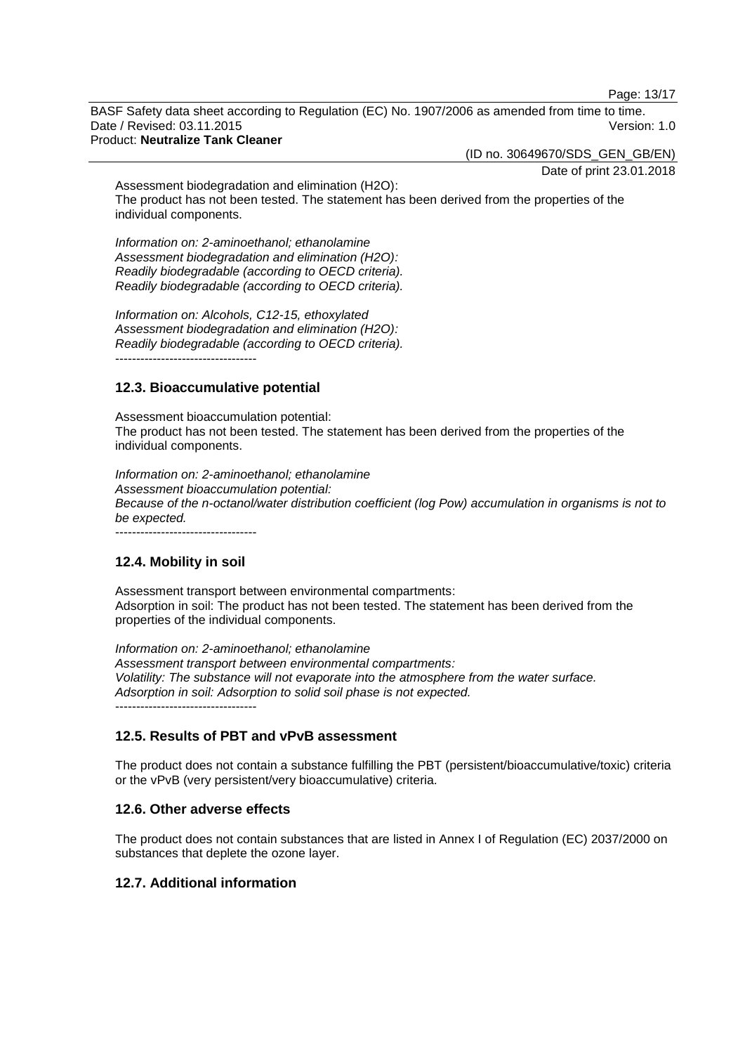Assessment biodegradation and elimination ($H_2O$):
The product has not been tested. The statement has been derived from the properties of the individual components.

*Information on: 2-aminoethanol; ethanolamine*
*Assessment biodegradation and elimination ($H_2O$):*
*Readily biodegradable (according to OECD criteria).*
*Readily biodegradable (according to OECD criteria).*

*Information on: Alcohols, C12-15, ethoxylated*
*Assessment biodegradation and elimination ($H_2O$):*
*Readily biodegradable (according to OECD criteria).*
----------------------------------

### 12.3. Bioaccumulative potential

Assessment bioaccumulation potential:
The product has not been tested. The statement has been derived from the properties of the individual components.

*Information on: 2-aminoethanol; ethanolamine*
*Assessment bioaccumulation potential:*
*Because of the n-octanol/water distribution coefficient (log Pow) accumulation in organisms is not to be expected.*
----------------------------------

### 12.4. Mobility in soil

Assessment transport between environmental compartments:
Adsorption in soil: The product has not been tested. The statement has been derived from the properties of the individual components.

*Information on: 2-aminoethanol; ethanolamine*
*Assessment transport between environmental compartments:*
*Volatility: The substance will not evaporate into the atmosphere from the water surface.*
*Adsorption in soil: Adsorption to solid soil phase is not expected.*
----------------------------------

### 12.5. Results of PBT and vPvB assessment

The product does not contain a substance fulfilling the PBT (persistent/bioaccumulative/toxic) criteria or the vPvB (very persistent/very bioaccumulative) criteria.

### 12.6. Other adverse effects

The product does not contain substances that are listed in Annex I of Regulation (EC) 2037/2000 on substances that deplete the ozone layer.

### 12.7. Additional information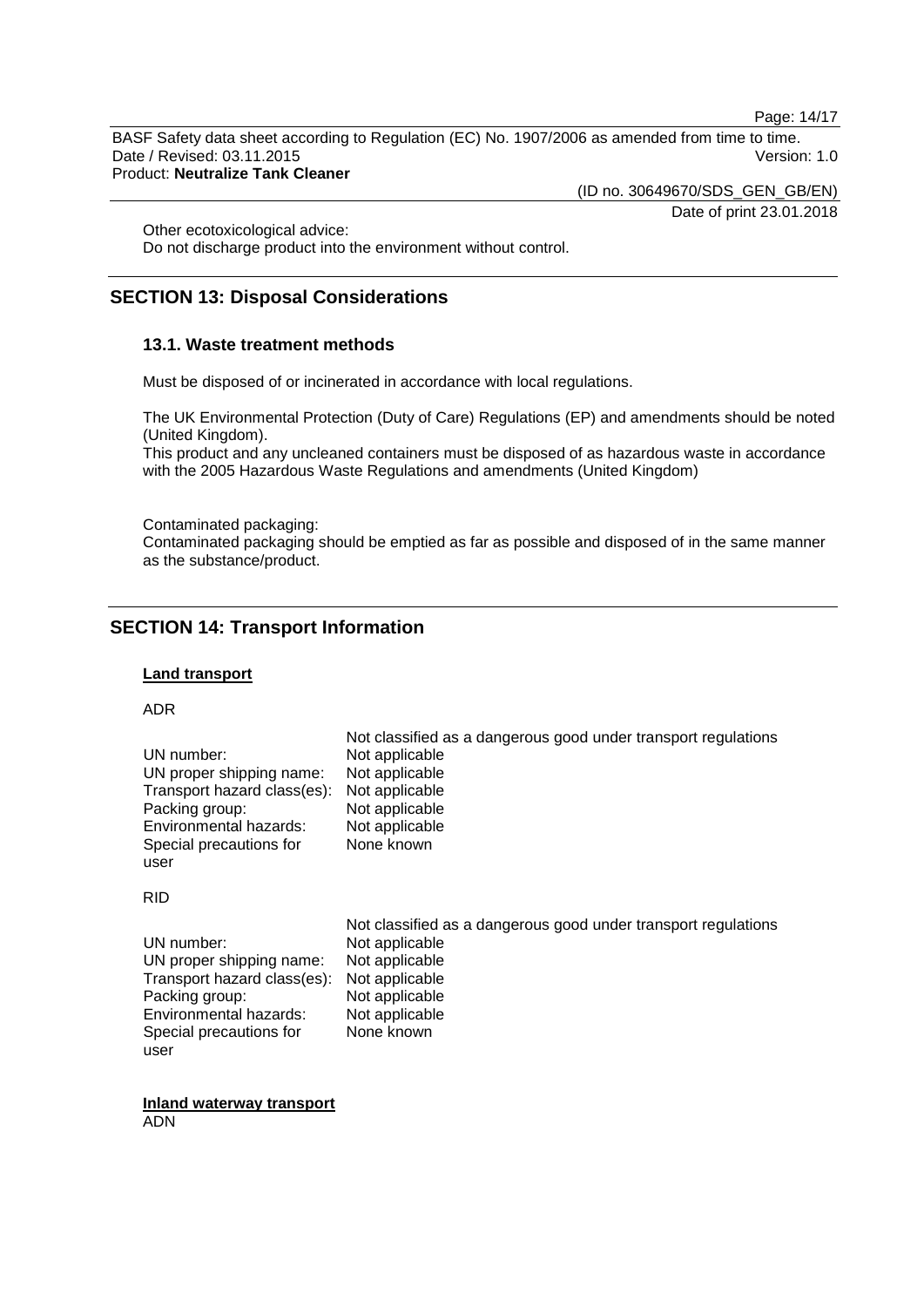Other ecotoxicological advice:
Do not discharge product into the environment without control.

## SECTION 13: Disposal Considerations

### 13.1. Waste treatment methods

Must be disposed of or incinerated in accordance with local regulations.

The UK Environmental Protection (Duty of Care) Regulations (EP) and amendments should be noted (United Kingdom).
This product and any uncleaned containers must be disposed of as hazardous waste in accordance with the 2005 Hazardous Waste Regulations and amendments (United Kingdom)

Contaminated packaging:
Contaminated packaging should be emptied as far as possible and disposed of in the same manner as the substance/product.

## SECTION 14: Transport Information

**Land transport**

ADR

| | Not classified as a dangerous good under transport regulations |
|---|---|
| UN number: | Not applicable |
| UN proper shipping name: | Not applicable |
| Transport hazard class(es): | Not applicable |
| Packing group: | Not applicable |
| Environmental hazards: | Not applicable |
| Special precautions for user | None known |

RID

| | Not classified as a dangerous good under transport regulations |
|---|---|
| UN number: | Not applicable |
| UN proper shipping name: | Not applicable |
| Transport hazard class(es): | Not applicable |
| Packing group: | Not applicable |
| Environmental hazards: | Not applicable |
| Special precautions for user | None known |

**Inland waterway transport**
ADN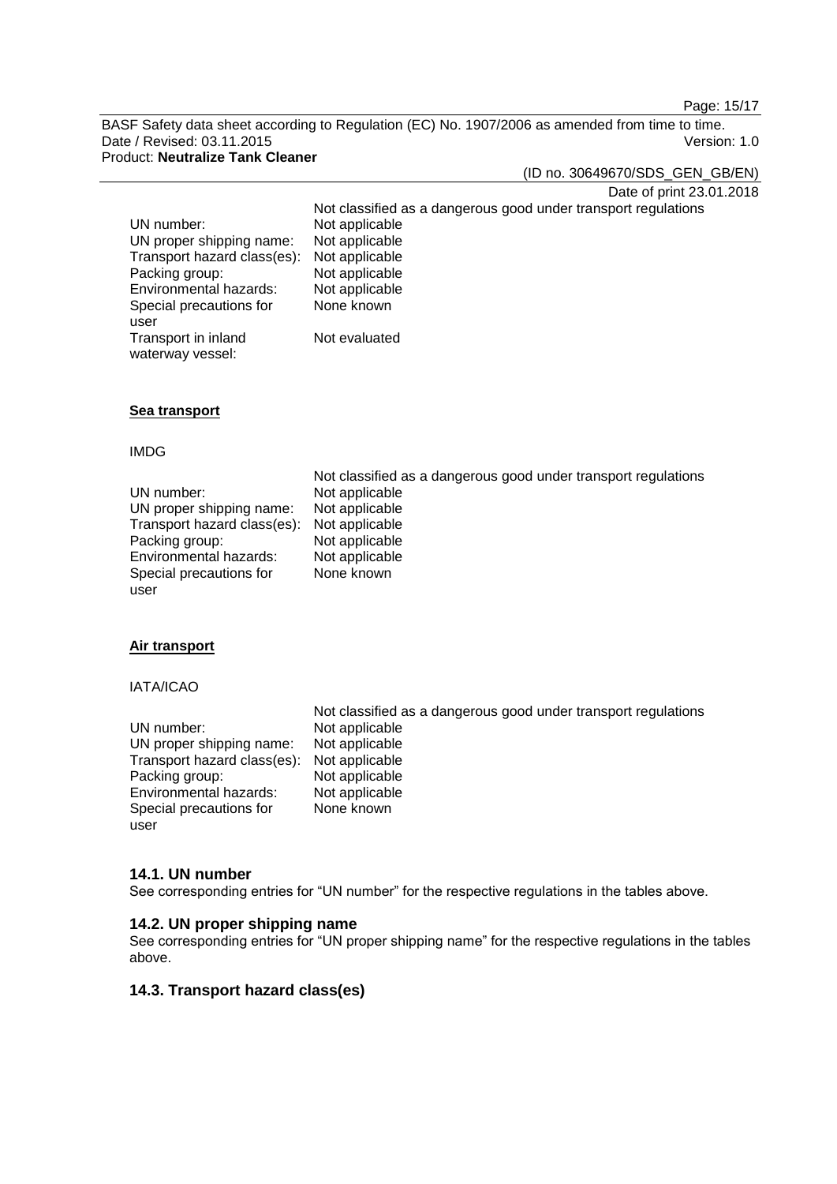| | |
|---|---|
| | Not classified as a dangerous good under transport regulations |
| UN number: | Not applicable |
| UN proper shipping name: | Not applicable |
| Transport hazard class(es): | Not applicable |
| Packing group: | Not applicable |
| Environmental hazards: | Not applicable |
| Special precautions for user | None known |
| Transport in inland waterway vessel: | Not evaluated |

**Sea transport**

IMDG

| | |
|---|---|
| | Not classified as a dangerous good under transport regulations |
| UN number: | Not applicable |
| UN proper shipping name: | Not applicable |
| Transport hazard class(es): | Not applicable |
| Packing group: | Not applicable |
| Environmental hazards: | Not applicable |
| Special precautions for user | None known |

**Air transport**

IATA/ICAO

| | |
|---|---|
| | Not classified as a dangerous good under transport regulations |
| UN number: | Not applicable |
| UN proper shipping name: | Not applicable |
| Transport hazard class(es): | Not applicable |
| Packing group: | Not applicable |
| Environmental hazards: | Not applicable |
| Special precautions for user | None known |

### 14.1. UN number

See corresponding entries for "UN number" for the respective regulations in the tables above.

### 14.2. UN proper shipping name

See corresponding entries for "UN proper shipping name" for the respective regulations in the tables above.

### 14.3. Transport hazard class(es)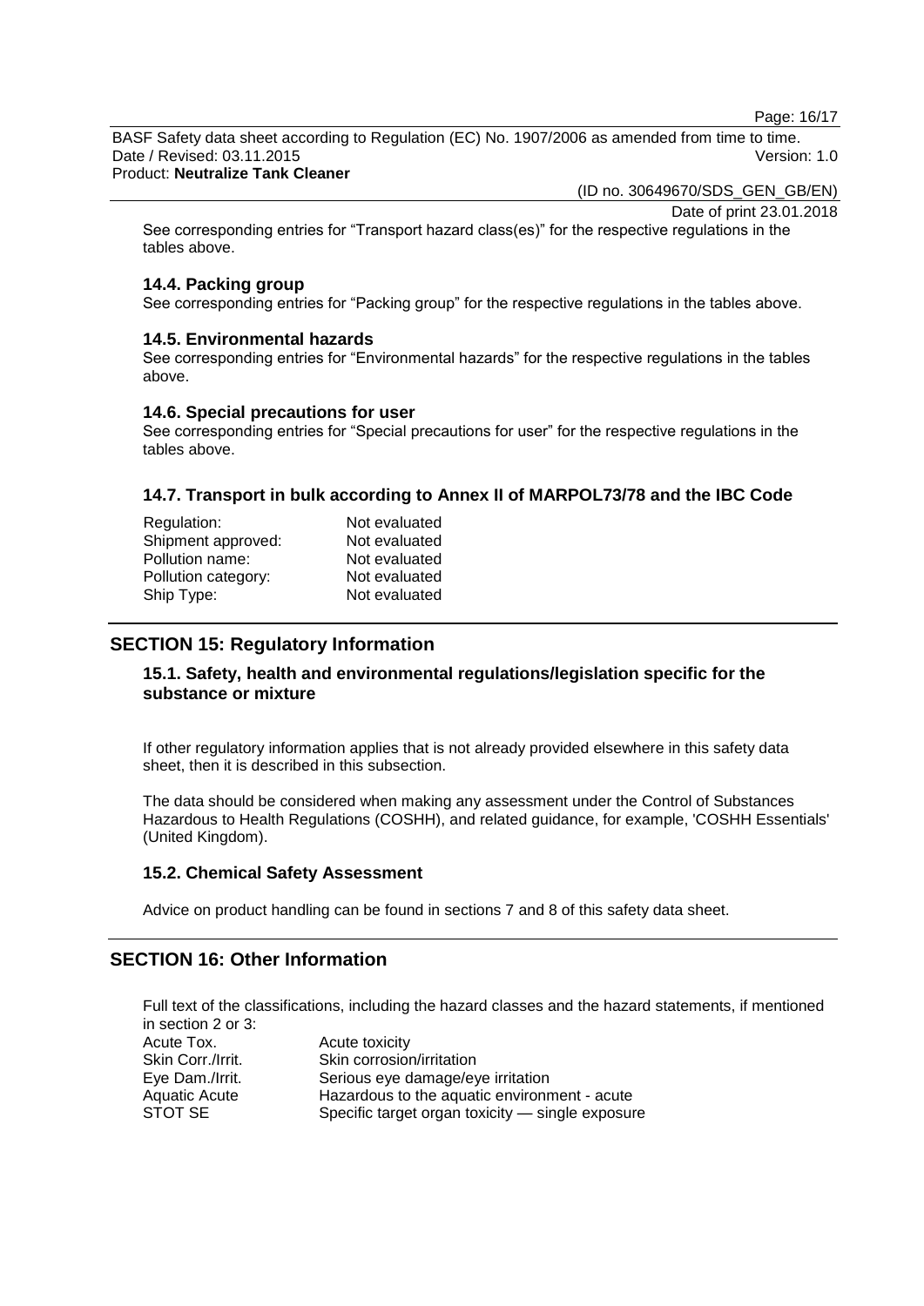See corresponding entries for "Transport hazard class(es)" for the respective regulations in the tables above.

### 14.4. Packing group

See corresponding entries for "Packing group" for the respective regulations in the tables above.

### 14.5. Environmental hazards

See corresponding entries for "Environmental hazards" for the respective regulations in the tables above.

### 14.6. Special precautions for user

See corresponding entries for "Special precautions for user" for the respective regulations in the tables above.

### 14.7. Transport in bulk according to Annex II of MARPOL73/78 and the IBC Code

| | |
|---|---|
| Regulation: | Not evaluated |
| Shipment approved: | Not evaluated |
| Pollution name: | Not evaluated |
| Pollution category: | Not evaluated |
| Ship Type: | Not evaluated |

## SECTION 15: Regulatory Information

### 15.1. Safety, health and environmental regulations/legislation specific for the substance or mixture

If other regulatory information applies that is not already provided elsewhere in this safety data sheet, then it is described in this subsection.

The data should be considered when making any assessment under the Control of Substances Hazardous to Health Regulations (COSHH), and related guidance, for example, 'COSHH Essentials' (United Kingdom).

### 15.2. Chemical Safety Assessment

Advice on product handling can be found in sections 7 and 8 of this safety data sheet.

## SECTION 16: Other Information

Full text of the classifications, including the hazard classes and the hazard statements, if mentioned in section 2 or 3:

| | |
|---|---|
| Acute Tox. | Acute toxicity |
| Skin Corr./Irrit. | Skin corrosion/irritation |
| Eye Dam./Irrit. | Serious eye damage/eye irritation |
| Aquatic Acute | Hazardous to the aquatic environment - acute |
| STOT SE | Specific target organ toxicity — single exposure |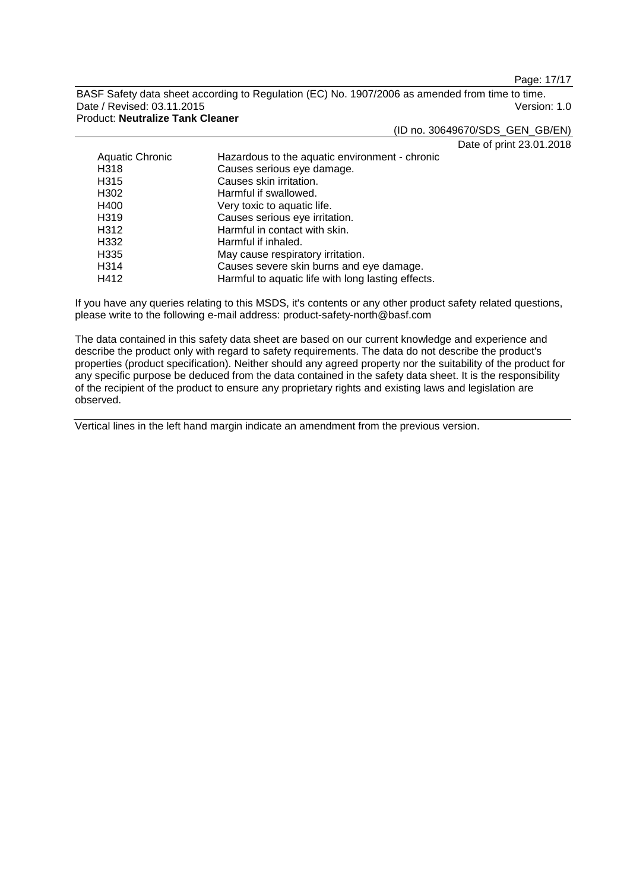| | |
|---|---|
| Aquatic Chronic | Hazardous to the aquatic environment - chronic |
| H318 | Causes serious eye damage. |
| H315 | Causes skin irritation. |
| H302 | Harmful if swallowed. |
| H400 | Very toxic to aquatic life. |
| H319 | Causes serious eye irritation. |
| H312 | Harmful in contact with skin. |
| H332 | Harmful if inhaled. |
| H335 | May cause respiratory irritation. |
| H314 | Causes severe skin burns and eye damage. |
| H412 | Harmful to aquatic life with long lasting effects. |

If you have any queries relating to this MSDS, it's contents or any other product safety related questions, please write to the following e-mail address: product-safety-north@basf.com

The data contained in this safety data sheet are based on our current knowledge and experience and describe the product only with regard to safety requirements. The data do not describe the product's properties (product specification). Neither should any agreed property nor the suitability of the product for any specific purpose be deduced from the data contained in the safety data sheet. It is the responsibility of the recipient of the product to ensure any proprietary rights and existing laws and legislation are observed.

---

Vertical lines in the left hand margin indicate an amendment from the previous version.